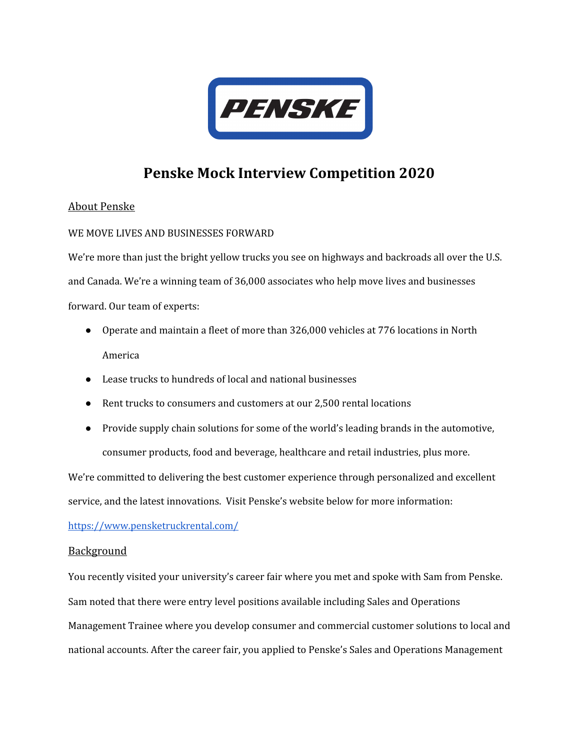# Penske Mock Interview Competition 2020

## About Penske

WE MOVE LIVES AND BUSINESSES FORWARD

We're more than just the bright yellow trucks you see on highways and backroads all over the U.S. and Canada. We're a winning team of 36,000 associates who help move lives and businesses forward. Our team of experts:

- Operate and maintain a fleet of more than 326,000 vehicles at 776 locations in North America
- Lease trucks to hundreds of local and national businesses
- Rent trucks to consumers and customers at our 2,500 rental locations
- Provide supply chain solutions for some of the world's leading brands in the automotive, consumer products, food and beverage, healthcare and retail industries, plus more.

We're committed to delivering the best customer experience through personalized and excellent service, and the latest innovations. Visit Penske's website below for more information: [https://www.pensketruckrental.com/](https://www.pensketruckrental.com/)

## Background

You recently visited your university's career fair where you met and spoke with Sam from Penske. Sam noted that there were entry level positions available including Sales and Operations Management Trainee where you develop consumer and commercial customer solutions to local and national accounts. After the career fair, you applied to Penske's Sales and Operations Management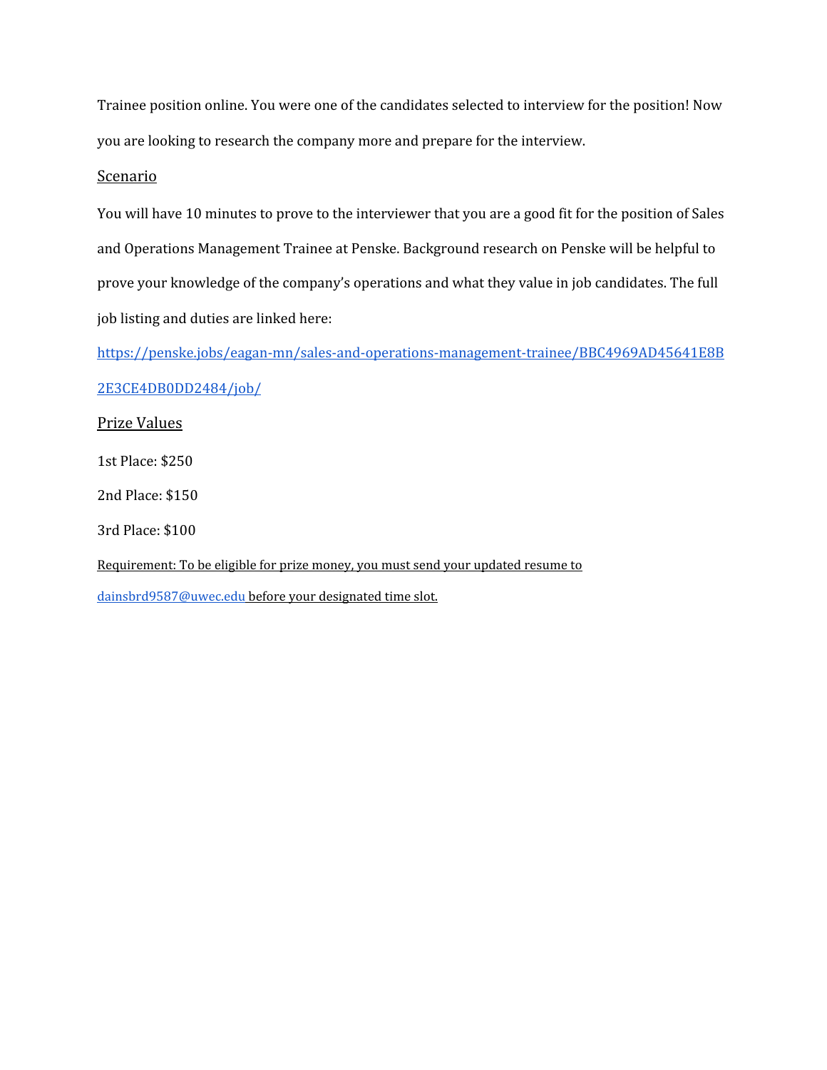Trainee position online. You were one of the candidates selected to interview for the position! Now you are looking to research the company more and prepare for the interview.

<u>Scenario</u>

You will have 10 minutes to prove to the interviewer that you are a good fit for the position of Sales and Operations Management Trainee at Penske. Background research on Penske will be helpful to prove your knowledge of the company's operations and what they value in job candidates. The full job listing and duties are linked here:

https://penske.jobs/eagan-mn/sales-and-operations-management-trainee/BBC4969AD45641E8B2E3CE4DB0DD2484/job/

<u>Prize Values</u>

1st Place: $250

2nd Place: $150

3rd Place: $100

<u>Requirement: To be eligible for prize money, you must send your updated resume to dainsbrd9587@uwec.edu before your designated time slot.</u>